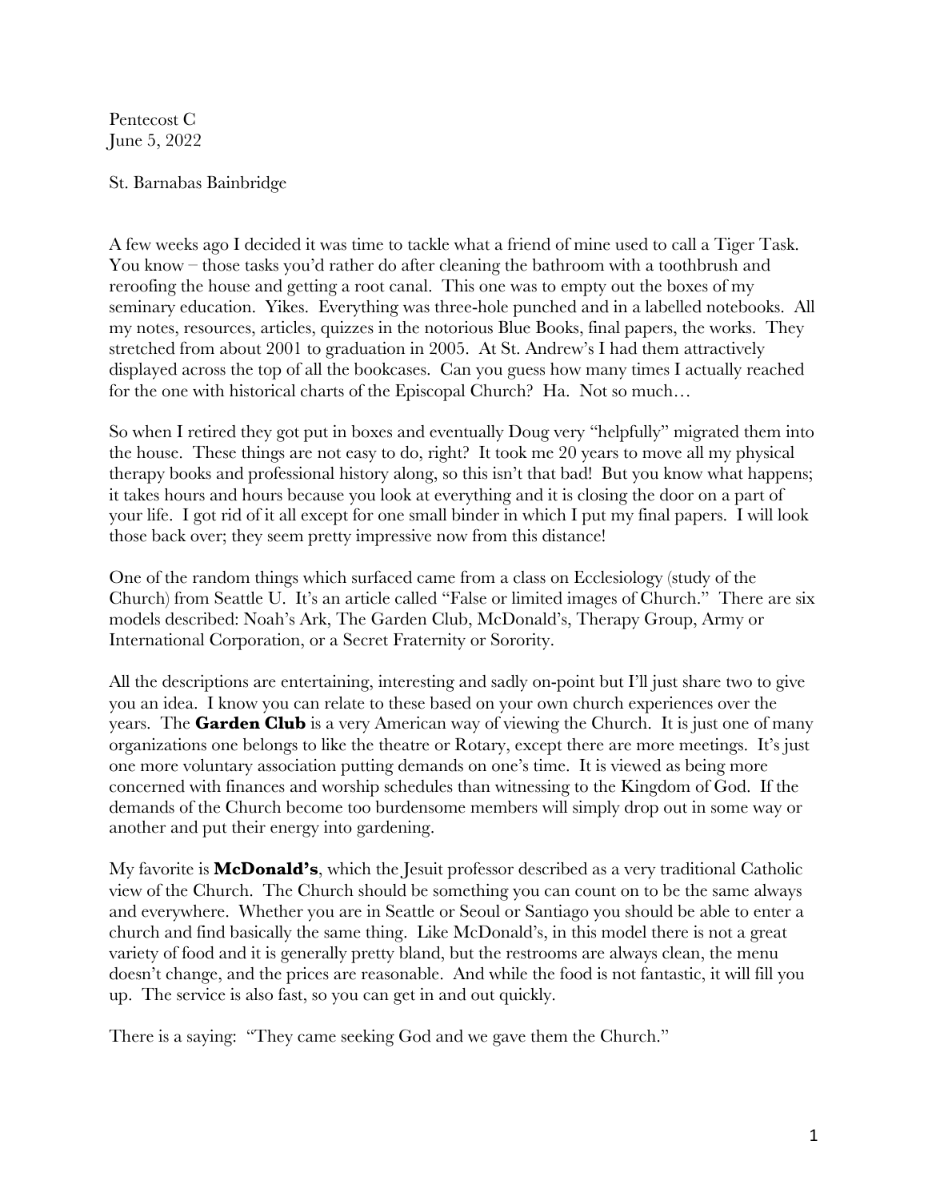Pentecost C
June 5, 2022

St. Barnabas Bainbridge

A few weeks ago I decided it was time to tackle what a friend of mine used to call a Tiger Task. You know – those tasks you'd rather do after cleaning the bathroom with a toothbrush and reroofing the house and getting a root canal. This one was to empty out the boxes of my seminary education. Yikes. Everything was three-hole punched and in a labelled notebooks. All my notes, resources, articles, quizzes in the notorious Blue Books, final papers, the works. They stretched from about 2001 to graduation in 2005. At St. Andrew's I had them attractively displayed across the top of all the bookcases. Can you guess how many times I actually reached for the one with historical charts of the Episcopal Church? Ha. Not so much…

So when I retired they got put in boxes and eventually Doug very "helpfully" migrated them into the house. These things are not easy to do, right? It took me 20 years to move all my physical therapy books and professional history along, so this isn't that bad! But you know what happens; it takes hours and hours because you look at everything and it is closing the door on a part of your life. I got rid of it all except for one small binder in which I put my final papers. I will look those back over; they seem pretty impressive now from this distance!

One of the random things which surfaced came from a class on Ecclesiology (study of the Church) from Seattle U. It's an article called "False or limited images of Church." There are six models described: Noah's Ark, The Garden Club, McDonald's, Therapy Group, Army or International Corporation, or a Secret Fraternity or Sorority.

All the descriptions are entertaining, interesting and sadly on-point but I'll just share two to give you an idea. I know you can relate to these based on your own church experiences over the years. The **Garden Club** is a very American way of viewing the Church. It is just one of many organizations one belongs to like the theatre or Rotary, except there are more meetings. It's just one more voluntary association putting demands on one's time. It is viewed as being more concerned with finances and worship schedules than witnessing to the Kingdom of God. If the demands of the Church become too burdensome members will simply drop out in some way or another and put their energy into gardening.

My favorite is **McDonald's**, which the Jesuit professor described as a very traditional Catholic view of the Church. The Church should be something you can count on to be the same always and everywhere. Whether you are in Seattle or Seoul or Santiago you should be able to enter a church and find basically the same thing. Like McDonald's, in this model there is not a great variety of food and it is generally pretty bland, but the restrooms are always clean, the menu doesn't change, and the prices are reasonable. And while the food is not fantastic, it will fill you up. The service is also fast, so you can get in and out quickly.

There is a saying: "They came seeking God and we gave them the Church."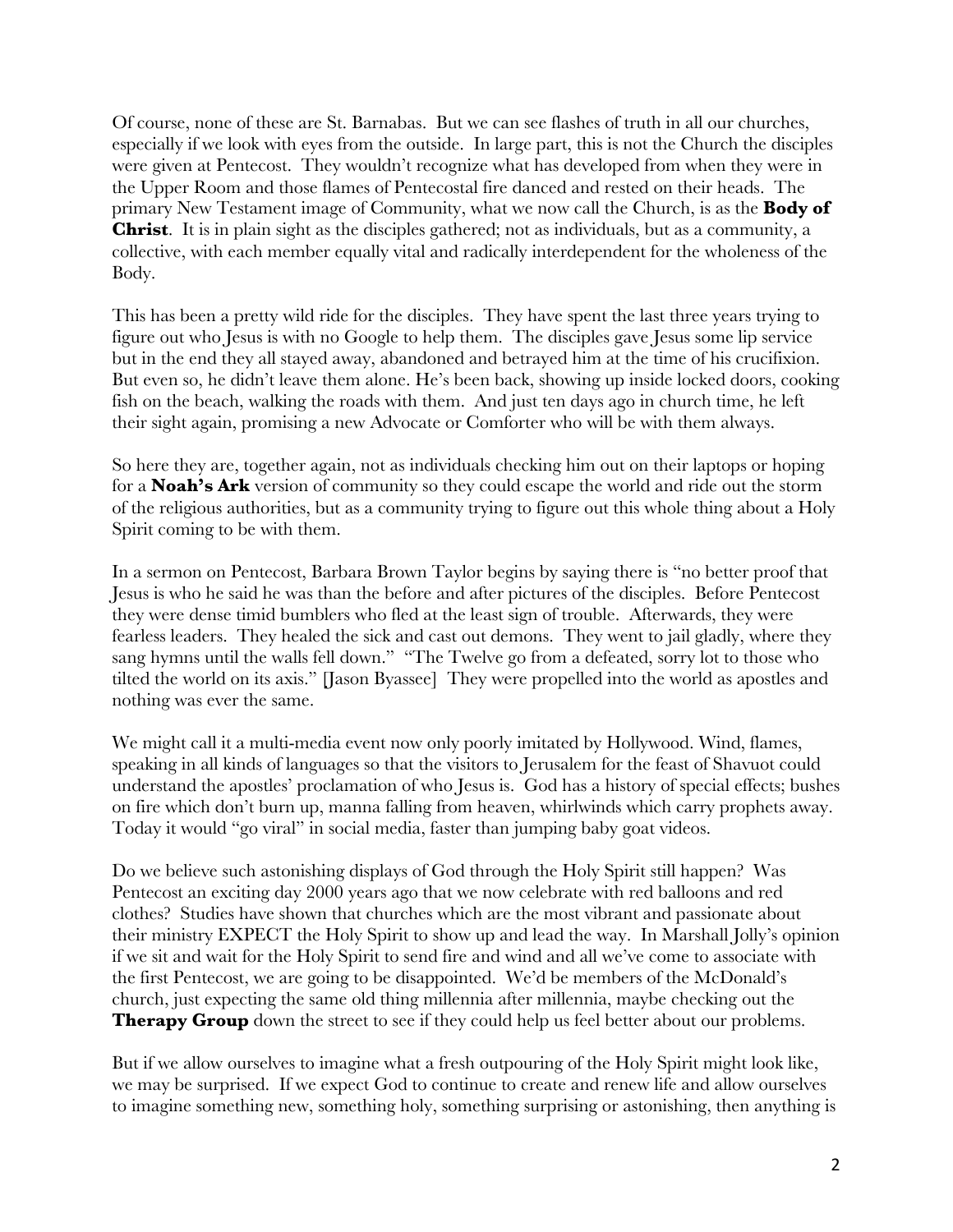Of course, none of these are St. Barnabas. But we can see flashes of truth in all our churches, especially if we look with eyes from the outside. In large part, this is not the Church the disciples were given at Pentecost. They wouldn't recognize what has developed from when they were in the Upper Room and those flames of Pentecostal fire danced and rested on their heads. The primary New Testament image of Community, what we now call the Church, is as the **Body of Christ**. It is in plain sight as the disciples gathered; not as individuals, but as a community, a collective, with each member equally vital and radically interdependent for the wholeness of the Body.

This has been a pretty wild ride for the disciples. They have spent the last three years trying to figure out who Jesus is with no Google to help them. The disciples gave Jesus some lip service but in the end they all stayed away, abandoned and betrayed him at the time of his crucifixion. But even so, he didn't leave them alone. He's been back, showing up inside locked doors, cooking fish on the beach, walking the roads with them. And just ten days ago in church time, he left their sight again, promising a new Advocate or Comforter who will be with them always.

So here they are, together again, not as individuals checking him out on their laptops or hoping for a **Noah's Ark** version of community so they could escape the world and ride out the storm of the religious authorities, but as a community trying to figure out this whole thing about a Holy Spirit coming to be with them.

In a sermon on Pentecost, Barbara Brown Taylor begins by saying there is "no better proof that Jesus is who he said he was than the before and after pictures of the disciples. Before Pentecost they were dense timid bumblers who fled at the least sign of trouble. Afterwards, they were fearless leaders. They healed the sick and cast out demons. They went to jail gladly, where they sang hymns until the walls fell down." "The Twelve go from a defeated, sorry lot to those who tilted the world on its axis." [Jason Byassee] They were propelled into the world as apostles and nothing was ever the same.

We might call it a multi-media event now only poorly imitated by Hollywood. Wind, flames, speaking in all kinds of languages so that the visitors to Jerusalem for the feast of Shavuot could understand the apostles' proclamation of who Jesus is. God has a history of special effects; bushes on fire which don't burn up, manna falling from heaven, whirlwinds which carry prophets away. Today it would "go viral" in social media, faster than jumping baby goat videos.

Do we believe such astonishing displays of God through the Holy Spirit still happen? Was Pentecost an exciting day 2000 years ago that we now celebrate with red balloons and red clothes? Studies have shown that churches which are the most vibrant and passionate about their ministry EXPECT the Holy Spirit to show up and lead the way. In Marshall Jolly's opinion if we sit and wait for the Holy Spirit to send fire and wind and all we've come to associate with the first Pentecost, we are going to be disappointed. We'd be members of the McDonald's church, just expecting the same old thing millennia after millennia, maybe checking out the **Therapy Group** down the street to see if they could help us feel better about our problems.

But if we allow ourselves to imagine what a fresh outpouring of the Holy Spirit might look like, we may be surprised. If we expect God to continue to create and renew life and allow ourselves to imagine something new, something holy, something surprising or astonishing, then anything is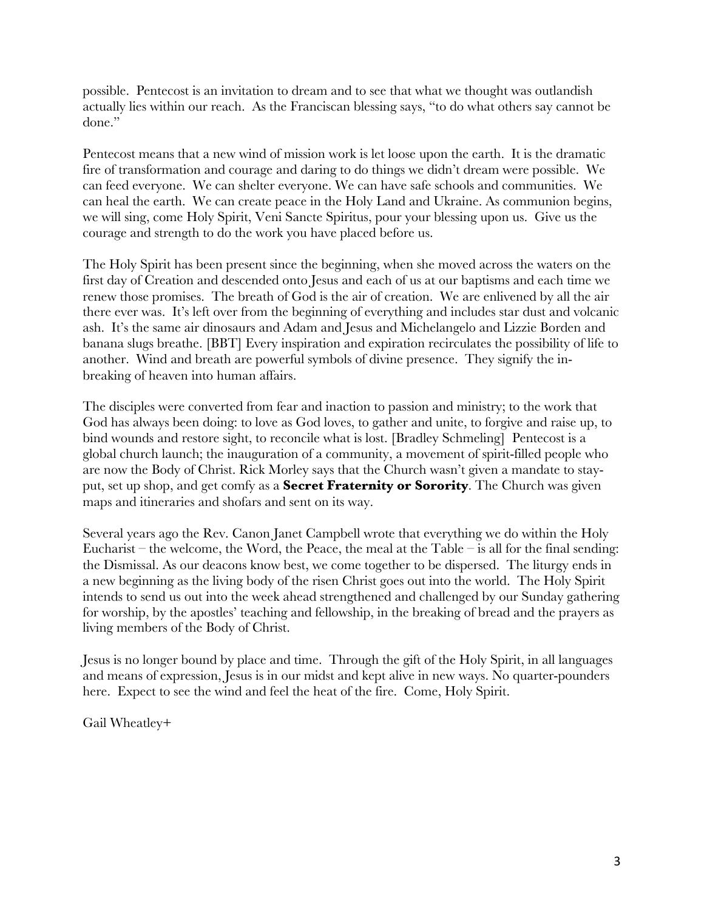possible. Pentecost is an invitation to dream and to see that what we thought was outlandish actually lies within our reach. As the Franciscan blessing says, "to do what others say cannot be done."

Pentecost means that a new wind of mission work is let loose upon the earth. It is the dramatic fire of transformation and courage and daring to do things we didn't dream were possible. We can feed everyone. We can shelter everyone. We can have safe schools and communities. We can heal the earth. We can create peace in the Holy Land and Ukraine. As communion begins, we will sing, come Holy Spirit, Veni Sancte Spiritus, pour your blessing upon us. Give us the courage and strength to do the work you have placed before us.

The Holy Spirit has been present since the beginning, when she moved across the waters on the first day of Creation and descended onto Jesus and each of us at our baptisms and each time we renew those promises. The breath of God is the air of creation. We are enlivened by all the air there ever was. It's left over from the beginning of everything and includes star dust and volcanic ash. It's the same air dinosaurs and Adam and Jesus and Michelangelo and Lizzie Borden and banana slugs breathe. [BBT] Every inspiration and expiration recirculates the possibility of life to another. Wind and breath are powerful symbols of divine presence. They signify the in-breaking of heaven into human affairs.

The disciples were converted from fear and inaction to passion and ministry; to the work that God has always been doing: to love as God loves, to gather and unite, to forgive and raise up, to bind wounds and restore sight, to reconcile what is lost. [Bradley Schmeling] Pentecost is a global church launch; the inauguration of a community, a movement of spirit-filled people who are now the Body of Christ. Rick Morley says that the Church wasn't given a mandate to stay-put, set up shop, and get comfy as a **Secret Fraternity or Sorority**. The Church was given maps and itineraries and shofars and sent on its way.

Several years ago the Rev. Canon Janet Campbell wrote that everything we do within the Holy Eucharist – the welcome, the Word, the Peace, the meal at the Table – is all for the final sending: the Dismissal. As our deacons know best, we come together to be dispersed. The liturgy ends in a new beginning as the living body of the risen Christ goes out into the world. The Holy Spirit intends to send us out into the week ahead strengthened and challenged by our Sunday gathering for worship, by the apostles' teaching and fellowship, in the breaking of bread and the prayers as living members of the Body of Christ.

Jesus is no longer bound by place and time. Through the gift of the Holy Spirit, in all languages and means of expression, Jesus is in our midst and kept alive in new ways. No quarter-pounders here. Expect to see the wind and feel the heat of the fire. Come, Holy Spirit.

Gail Wheatley+